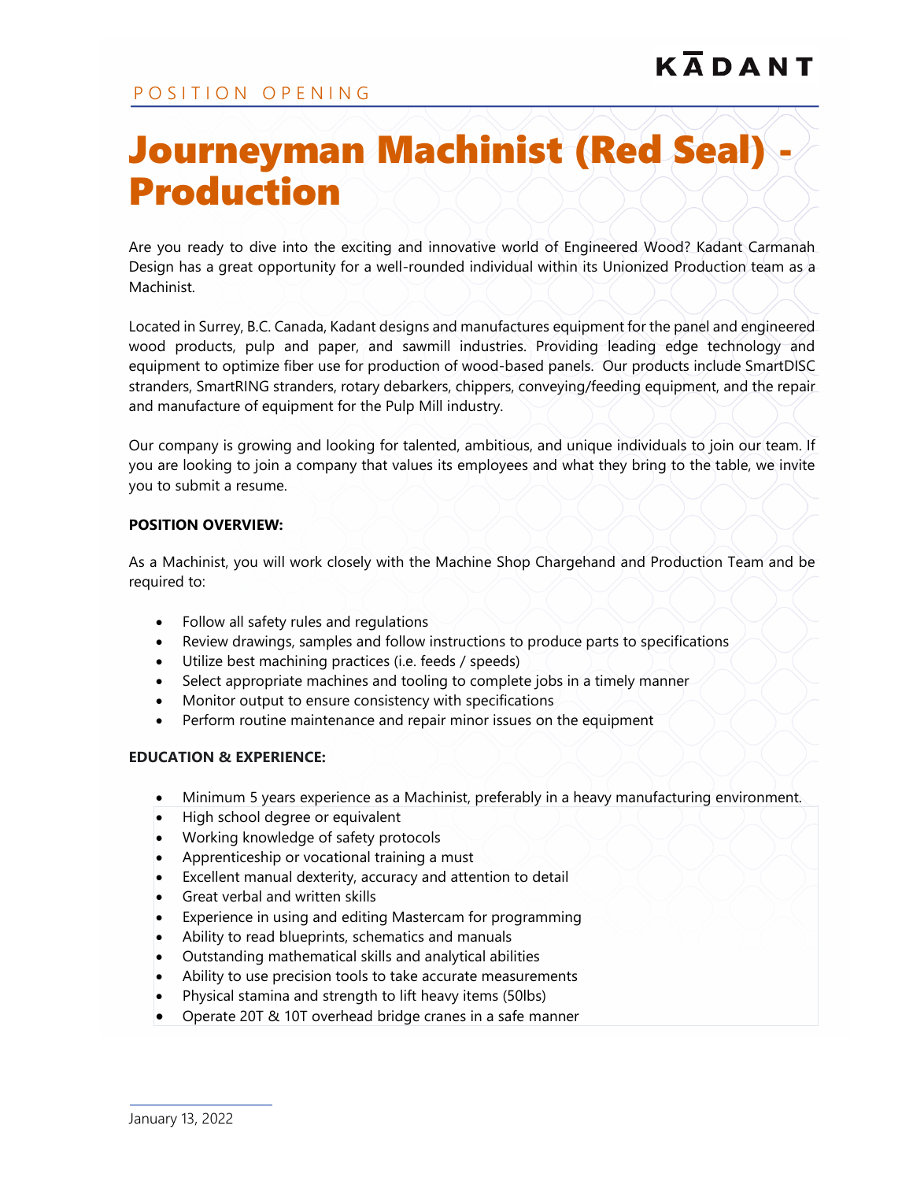KĀDANT

POSITION OPENING

# Journeyman Machinist (Red Seal) - Production

Are you ready to dive into the exciting and innovative world of Engineered Wood? Kadant Carmanah Design has a great opportunity for a well-rounded individual within its Unionized Production team as a Machinist.

Located in Surrey, B.C. Canada, Kadant designs and manufactures equipment for the panel and engineered wood products, pulp and paper, and sawmill industries. Providing leading edge technology and equipment to optimize fiber use for production of wood-based panels. Our products include SmartDISC stranders, SmartRING stranders, rotary debarkers, chippers, conveying/feeding equipment, and the repair and manufacture of equipment for the Pulp Mill industry.

Our company is growing and looking for talented, ambitious, and unique individuals to join our team. If you are looking to join a company that values its employees and what they bring to the table, we invite you to submit a resume.

**POSITION OVERVIEW:**

As a Machinist, you will work closely with the Machine Shop Chargehand and Production Team and be required to:

- Follow all safety rules and regulations
- Review drawings, samples and follow instructions to produce parts to specifications
- Utilize best machining practices (i.e. feeds / speeds)
- Select appropriate machines and tooling to complete jobs in a timely manner
- Monitor output to ensure consistency with specifications
- Perform routine maintenance and repair minor issues on the equipment

**EDUCATION & EXPERIENCE:**

- Minimum 5 years experience as a Machinist, preferably in a heavy manufacturing environment.
- High school degree or equivalent
- Working knowledge of safety protocols
- Apprenticeship or vocational training a must
- Excellent manual dexterity, accuracy and attention to detail
- Great verbal and written skills
- Experience in using and editing Mastercam for programming
- Ability to read blueprints, schematics and manuals
- Outstanding mathematical skills and analytical abilities
- Ability to use precision tools to take accurate measurements
- Physical stamina and strength to lift heavy items (50lbs)
- Operate 20T & 10T overhead bridge cranes in a safe manner

January 13, 2022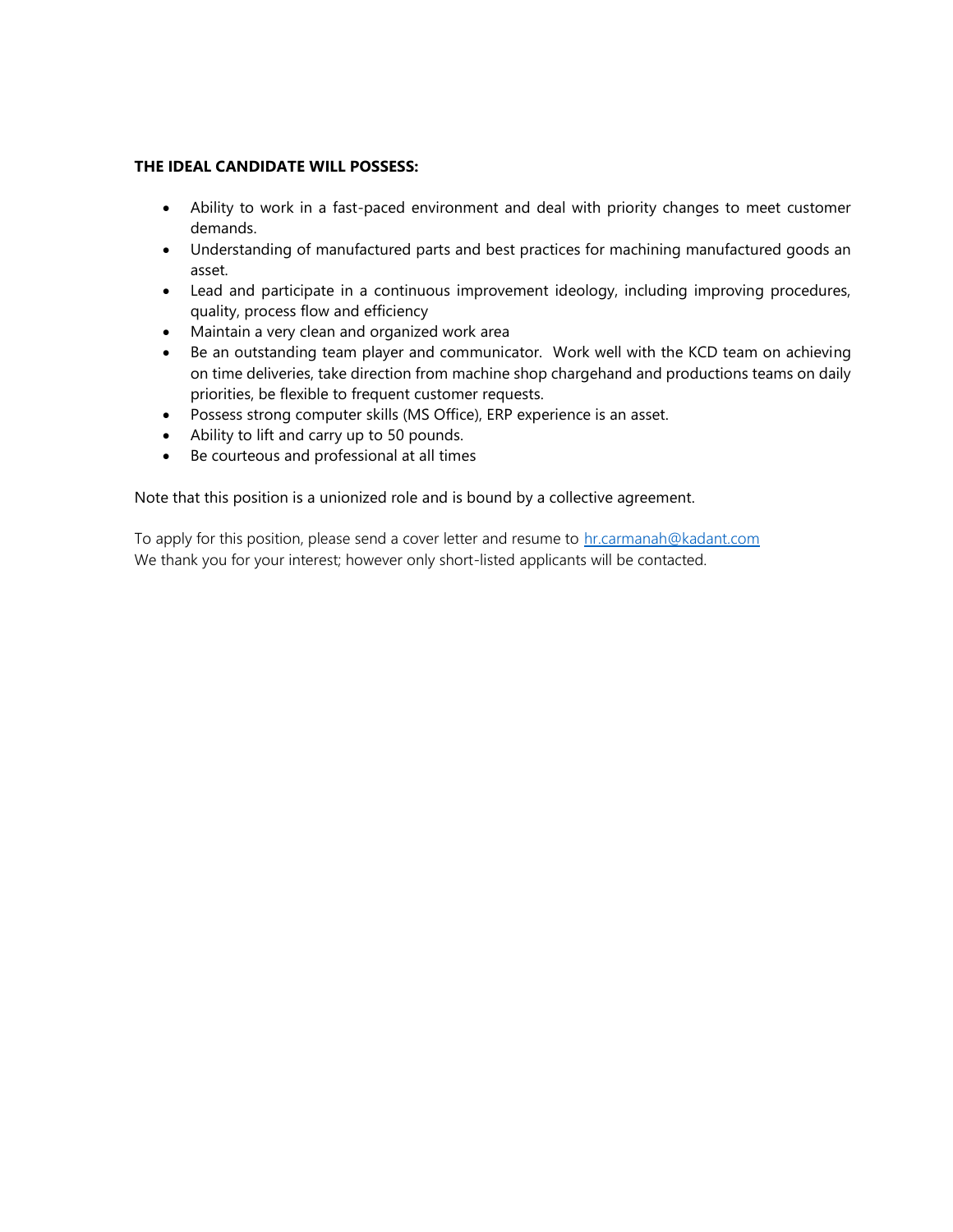**THE IDEAL CANDIDATE WILL POSSESS:**

- Ability to work in a fast-paced environment and deal with priority changes to meet customer demands.
- Understanding of manufactured parts and best practices for machining manufactured goods an asset.
- Lead and participate in a continuous improvement ideology, including improving procedures, quality, process flow and efficiency
- Maintain a very clean and organized work area
- Be an outstanding team player and communicator. Work well with the KCD team on achieving on time deliveries, take direction from machine shop chargehand and productions teams on daily priorities, be flexible to frequent customer requests.
- Possess strong computer skills (MS Office), ERP experience is an asset.
- Ability to lift and carry up to 50 pounds.
- Be courteous and professional at all times

Note that this position is a unionized role and is bound by a collective agreement.

To apply for this position, please send a cover letter and resume to hr.carmanah@kadant.com
We thank you for your interest; however only short-listed applicants will be contacted.